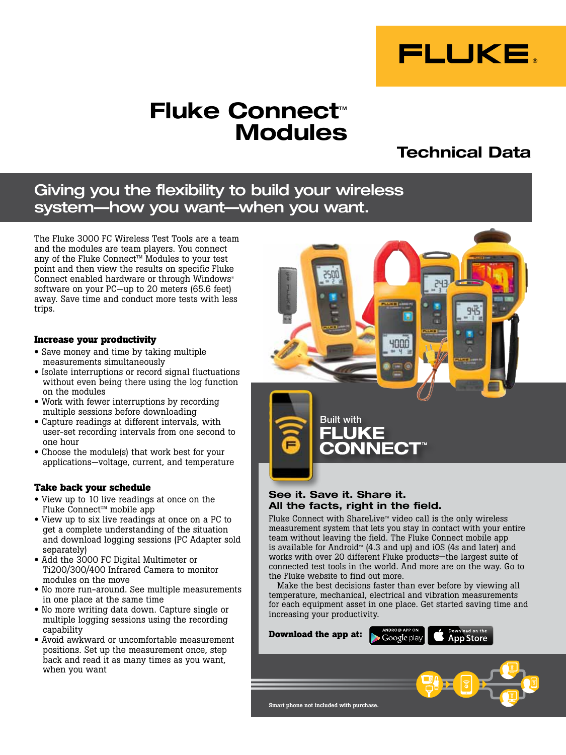# Fluke Connect™ Modules

## Technical Data

## Giving you the flexibility to build your wireless system—how you want—when you want.

The Fluke 3000 FC Wireless Test Tools are a team and the modules are team players. You connect any of the Fluke Connect™ Modules to your test point and then view the results on specific Fluke Connect enabled hardware or through Windows® software on your PC—up to 20 meters (65.6 feet) away. Save time and conduct more tests with less trips.

### Increase your productivity

- Save money and time by taking multiple measurements simultaneously
- Isolate interruptions or record signal fluctuations without even being there using the log function on the modules
- Work with fewer interruptions by recording multiple sessions before downloading
- Capture readings at different intervals, with user-set recording intervals from one second to one hour
- Choose the module(s) that work best for your applications—voltage, current, and temperature

### Take back your schedule

- View up to 10 live readings at once on the Fluke Connect™ mobile app
- View up to six live readings at once on a PC to get a complete understanding of the situation and download logging sessions (PC Adapter sold separately)
- Add the 3000 FC Digital Multimeter or Ti200/300/400 Infrared Camera to monitor modules on the move
- No more run-around. See multiple measurements in one place at the same time
- No more writing data down. Capture single or multiple logging sessions using the recording capability
- Avoid awkward or uncomfortable measurement positions. Set up the measurement once, step back and read it as many times as you want, when you want

Built with FLUKE CONNECT™

### See it. Save it. Share it. All the facts, right in the field.

Fluke Connect with ShareLive™ video call is the only wireless measurement system that lets you stay in contact with your entire team without leaving the field. The Fluke Connect mobile app is available for Android™ (4.3 and up) and iOS (4s and later) and works with over 20 different Fluke products—the largest suite of connected test tools in the world. And more are on the way. Go to the Fluke website to find out more.

Make the best decisions faster than ever before by viewing all temperature, mechanical, electrical and vibration measurements for each equipment asset in one place. Get started saving time and increasing your productivity.

**Download the app at:** Google play | App Store

Smart phone not included with purchase.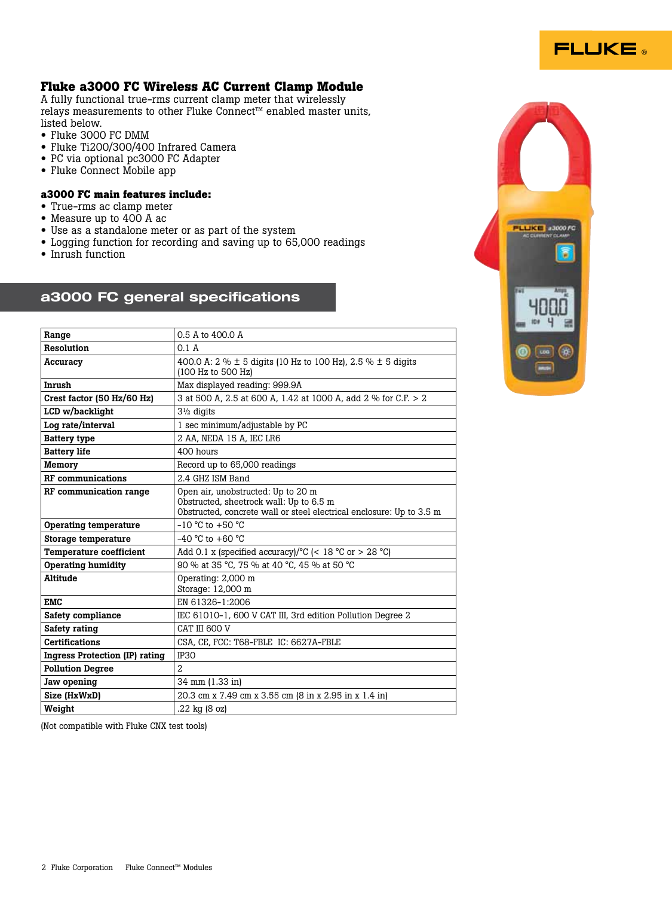## Fluke a3000 FC Wireless AC Current Clamp Module

A fully functional true-rms current clamp meter that wirelessly relays measurements to other Fluke Connect™ enabled master units, listed below.

- Fluke 3000 FC DMM
- Fluke Ti200/300/400 Infrared Camera
- PC via optional pc3000 FC Adapter
- Fluke Connect Mobile app

### a3000 FC main features include:

- True-rms ac clamp meter
- Measure up to 400 A ac
- Use as a standalone meter or as part of the system
- Logging function for recording and saving up to 65,000 readings
- Inrush function

## a3000 FC general specifications

| | |
|---|---|
| **Range** | 0.5 A to 400.0 A |
| **Resolution** | 0.1 A |
| **Accuracy** | 400.0 A: 2 % ± 5 digits (10 Hz to 100 Hz), 2.5 % ± 5 digits (100 Hz to 500 Hz) |
| **Inrush** | Max displayed reading: 999.9A |
| **Crest factor (50 Hz/60 Hz)** | 3 at 500 A, 2.5 at 600 A, 1.42 at 1000 A, add 2 % for C.F. > 2 |
| **LCD w/backlight** | 3½ digits |
| **Log rate/interval** | 1 sec minimum/adjustable by PC |
| **Battery type** | 2 AA, NEDA 15 A, IEC LR6 |
| **Battery life** | 400 hours |
| **Memory** | Record up to 65,000 readings |
| **RF communications** | 2.4 GHZ ISM Band |
| **RF communication range** | Open air, unobstructed: Up to 20 m<br>Obstructed, sheetrock wall: Up to 6.5 m<br>Obstructed, concrete wall or steel electrical enclosure: Up to 3.5 m |
| **Operating temperature** | -10 °C to +50 °C |
| **Storage temperature** | -40 °C to +60 °C |
| **Temperature coefficient** | Add 0.1 x (specified accuracy)/°C (< 18 °C or > 28 °C) |
| **Operating humidity** | 90 % at 35 °C, 75 % at 40 °C, 45 % at 50 °C |
| **Altitude** | Operating: 2,000 m<br>Storage: 12,000 m |
| **EMC** | EN 61326-1:2006 |
| **Safety compliance** | IEC 61010-1, 600 V CAT III, 3rd edition Pollution Degree 2 |
| **Safety rating** | CAT III 600 V |
| **Certifications** | CSA, CE, FCC: T68-FBLE IC: 6627A-FBLE |
| **Ingress Protection (IP) rating** | IP30 |
| **Pollution Degree** | 2 |
| **Jaw opening** | 34 mm (1.33 in) |
| **Size (HxWxD)** | 20.3 cm x 7.49 cm x 3.55 cm (8 in x 2.95 in x 1.4 in) |
| **Weight** | .22 kg (8 oz) |

(Not compatible with Fluke CNX test tools)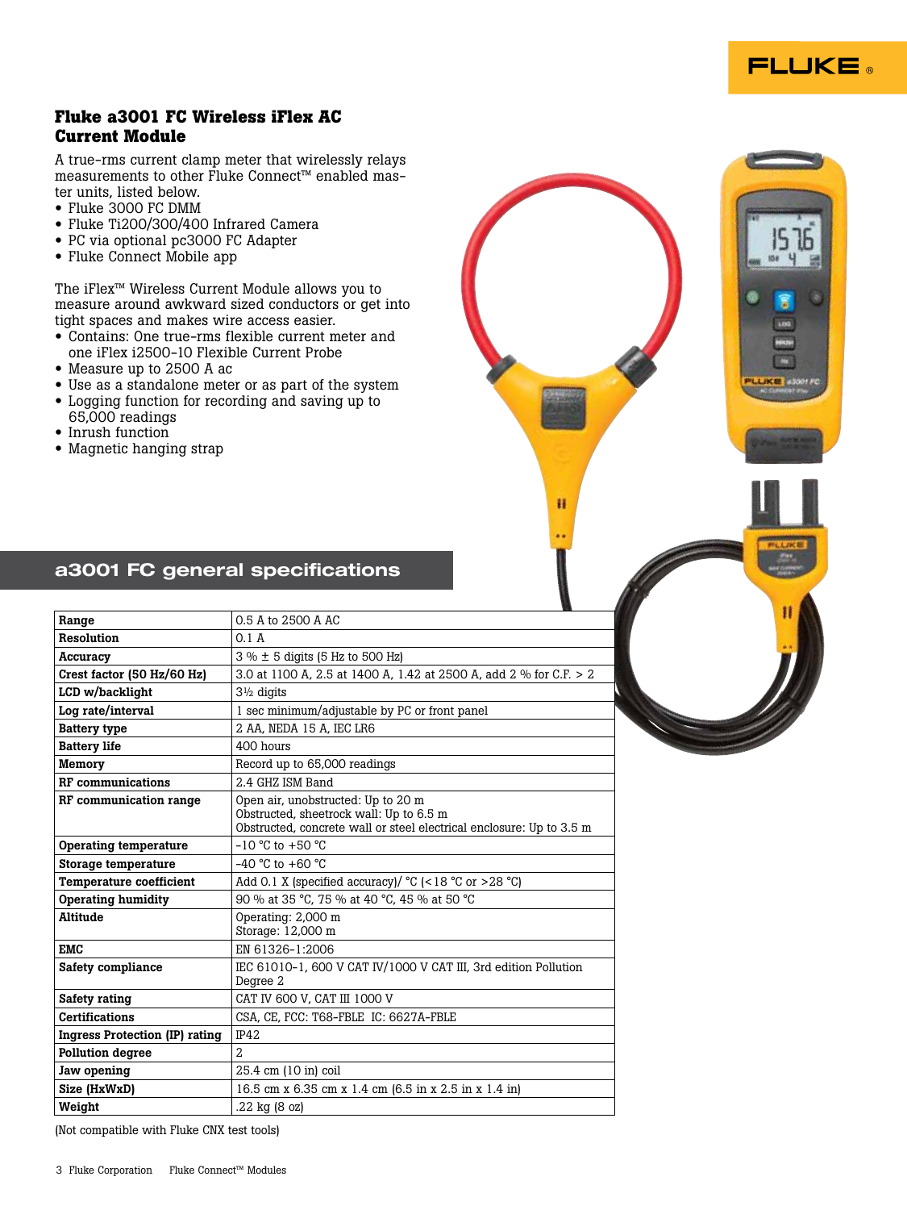## Fluke a3001 FC Wireless iFlex AC Current Module

A true-rms current clamp meter that wirelessly relays measurements to other Fluke Connect™ enabled master units, listed below.

- Fluke 3000 FC DMM
- Fluke Ti200/300/400 Infrared Camera
- PC via optional pc3000 FC Adapter
- Fluke Connect Mobile app

The iFlex™ Wireless Current Module allows you to measure around awkward sized conductors or get into tight spaces and makes wire access easier.

- Contains: One true-rms flexible current meter and one iFlex i2500-10 Flexible Current Probe
- Measure up to 2500 A ac
- Use as a standalone meter or as part of the system
- Logging function for recording and saving up to 65,000 readings
- Inrush function
- Magnetic hanging strap

## a3001 FC general specifications

| | |
|---|---|
| **Range** | 0.5 A to 2500 A AC |
| **Resolution** | 0.1 A |
| **Accuracy** | 3 % ± 5 digits (5 Hz to 500 Hz) |
| **Crest factor (50 Hz/60 Hz)** | 3.0 at 1100 A, 2.5 at 1400 A, 1.42 at 2500 A, add 2 % for C.F. > 2 |
| **LCD w/backlight** | 3½ digits |
| **Log rate/interval** | 1 sec minimum/adjustable by PC or front panel |
| **Battery type** | 2 AA, NEDA 15 A, IEC LR6 |
| **Battery life** | 400 hours |
| **Memory** | Record up to 65,000 readings |
| **RF communications** | 2.4 GHZ ISM Band |
| **RF communication range** | Open air, unobstructed: Up to 20 m<br>Obstructed, sheetrock wall: Up to 6.5 m<br>Obstructed, concrete wall or steel electrical enclosure: Up to 3.5 m |
| **Operating temperature** | -10 °C to +50 °C |
| **Storage temperature** | -40 °C to +60 °C |
| **Temperature coefficient** | Add 0.1 X (specified accuracy)/ °C (<18 °C or >28 °C) |
| **Operating humidity** | 90 % at 35 °C, 75 % at 40 °C, 45 % at 50 °C |
| **Altitude** | Operating: 2,000 m<br>Storage: 12,000 m |
| **EMC** | EN 61326-1:2006 |
| **Safety compliance** | IEC 61010-1, 600 V CAT IV/1000 V CAT III, 3rd edition Pollution Degree 2 |
| **Safety rating** | CAT IV 600 V, CAT III 1000 V |
| **Certifications** | CSA, CE, FCC: T68-FBLE IC: 6627A-FBLE |
| **Ingress Protection (IP) rating** | IP42 |
| **Pollution degree** | 2 |
| **Jaw opening** | 25.4 cm (10 in) coil |
| **Size (HxWxD)** | 16.5 cm x 6.35 cm x 1.4 cm (6.5 in x 2.5 in x 1.4 in) |
| **Weight** | .22 kg (8 oz) |

(Not compatible with Fluke CNX test tools)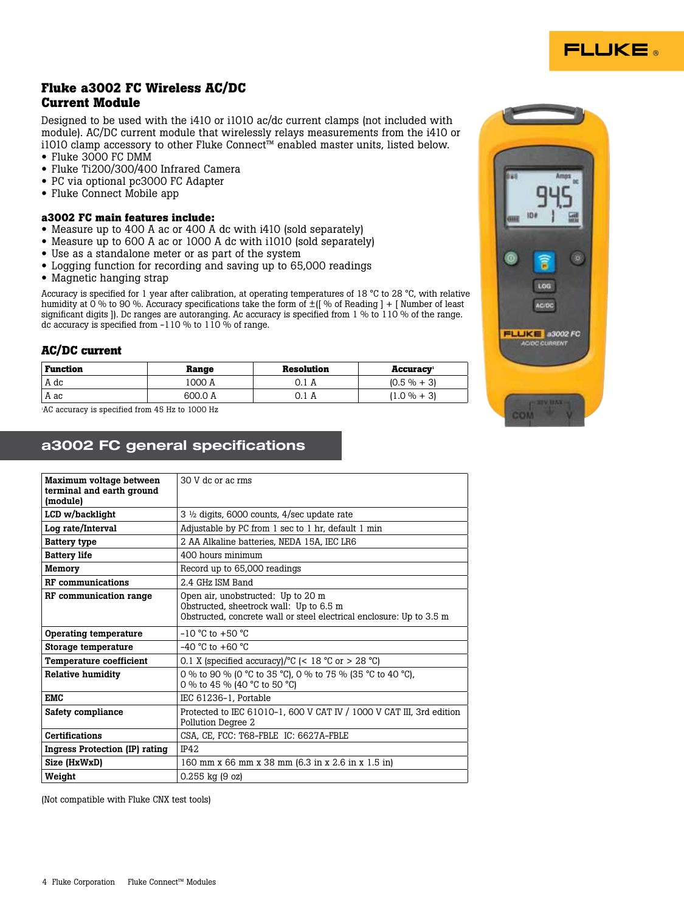# Fluke a3002 FC Wireless AC/DC Current Module

Designed to be used with the i410 or i1010 ac/dc current clamps (not included with module). AC/DC current module that wirelessly relays measurements from the i410 or i1010 clamp accessory to other Fluke Connect™ enabled master units, listed below.

- Fluke 3000 FC DMM
- Fluke Ti200/300/400 Infrared Camera
- PC via optional pc3000 FC Adapter
- Fluke Connect Mobile app

### a3002 FC main features include:

- Measure up to 400 A ac or 400 A dc with i410 (sold separately)
- Measure up to 600 A ac or 1000 A dc with i1010 (sold separately)
- Use as a standalone meter or as part of the system
- Logging function for recording and saving up to 65,000 readings
- Magnetic hanging strap

Accuracy is specified for 1 year after calibration, at operating temperatures of 18 °C to 28 °C, with relative humidity at 0 % to 90 %. Accuracy specifications take the form of ±([ % of Reading ] + [ Number of least significant digits ]). Dc ranges are autoranging. Ac accuracy is specified from 1 % to 110 % of the range. dc accuracy is specified from -110 % to 110 % of range.

### AC/DC current

| Function | Range | Resolution | Accuracy[1] |
|---|---|---|---|
| A dc | 1000 A | 0.1 A | (0.5 % + 3) |
| A ac | 600.0 A | 0.1 A | (1.0 % + 3) |

[1]AC accuracy is specified from 45 Hz to 1000 Hz

## a3002 FC general specifications

| | |
|---|---|
| **Maximum voltage between terminal and earth ground (module)** | 30 V dc or ac rms |
| **LCD w/backlight** | 3 ½ digits, 6000 counts, 4/sec update rate |
| **Log rate/Interval** | Adjustable by PC from 1 sec to 1 hr, default 1 min |
| **Battery type** | 2 AA Alkaline batteries, NEDA 15A, IEC LR6 |
| **Battery life** | 400 hours minimum |
| **Memory** | Record up to 65,000 readings |
| **RF communications** | 2.4 GHz ISM Band |
| **RF communication range** | Open air, unobstructed: Up to 20 m<br>Obstructed, sheetrock wall: Up to 6.5 m<br>Obstructed, concrete wall or steel electrical enclosure: Up to 3.5 m |
| **Operating temperature** | -10 °C to +50 °C |
| **Storage temperature** | -40 °C to +60 °C |
| **Temperature coefficient** | 0.1 X (specified accuracy)/°C (< 18 °C or > 28 °C) |
| **Relative humidity** | 0 % to 90 % (0 °C to 35 °C), 0 % to 75 % (35 °C to 40 °C),<br>0 % to 45 % (40 °C to 50 °C) |
| **EMC** | IEC 61236-1, Portable |
| **Safety compliance** | Protected to IEC 61010-1, 600 V CAT IV / 1000 V CAT III, 3rd edition<br>Pollution Degree 2 |
| **Certifications** | CSA, CE, FCC: T68-FBLE IC: 6627A-FBLE |
| **Ingress Protection (IP) rating** | IP42 |
| **Size (HxWxD)** | 160 mm x 66 mm x 38 mm (6.3 in x 2.6 in x 1.5 in) |
| **Weight** | 0.255 kg (9 oz) |

(Not compatible with Fluke CNX test tools)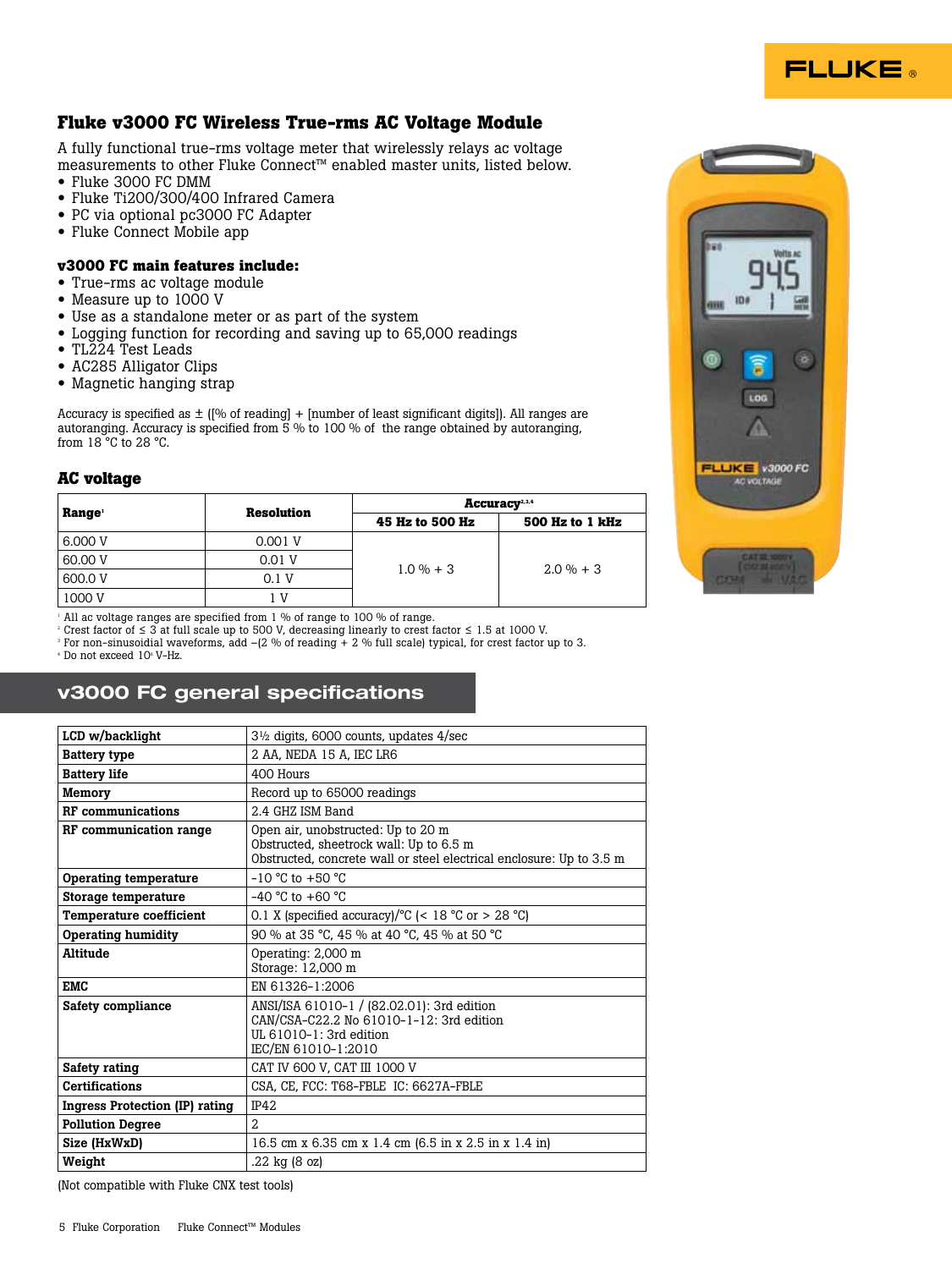## Fluke v3000 FC Wireless True-rms AC Voltage Module

A fully functional true-rms voltage meter that wirelessly relays ac voltage measurements to other Fluke Connect™ enabled master units, listed below.

- Fluke 3000 FC DMM
- Fluke Ti200/300/400 Infrared Camera
- PC via optional pc3000 FC Adapter
- Fluke Connect Mobile app

### v3000 FC main features include:

- True-rms ac voltage module
- Measure up to 1000 V
- Use as a standalone meter or as part of the system
- Logging function for recording and saving up to 65,000 readings
- TL224 Test Leads
- AC285 Alligator Clips
- Magnetic hanging strap

Accuracy is specified as ± ([% of reading] + [number of least significant digits]). All ranges are autoranging. Accuracy is specified from 5 % to 100 % of the range obtained by autoranging, from 18 °C to 28 °C.

### AC voltage

| Range[1] | Resolution | Accuracy[2,3,4] | |
|---|---|---|---|
| | | 45 Hz to 500 Hz | 500 Hz to 1 kHz |
| 6.000 V | 0.001 V | 1.0 % + 3 | 2.0 % + 3 |
| 60.00 V | 0.01 V | | |
| 600.0 V | 0.1 V | | |
| 1000 V | 1 V | | |

[1] All ac voltage ranges are specified from 1 % of range to 100 % of range.
[2] Crest factor of ≤ 3 at full scale up to 500 V, decreasing linearly to crest factor ≤ 1.5 at 1000 V.
[3] For non-sinusoidial waveforms, add –(2 % of reading + 2 % full scale) typical, for crest factor up to 3.
[4] Do not exceed $10^7$ V-Hz.

## v3000 FC general specifications

| | |
|---|---|
| **LCD w/backlight** | 3½ digits, 6000 counts, updates 4/sec |
| **Battery type** | 2 AA, NEDA 15 A, IEC LR6 |
| **Battery life** | 400 Hours |
| **Memory** | Record up to 65000 readings |
| **RF communications** | 2.4 GHZ ISM Band |
| **RF communication range** | Open air, unobstructed: Up to 20 m<br>Obstructed, sheetrock wall: Up to 6.5 m<br>Obstructed, concrete wall or steel electrical enclosure: Up to 3.5 m |
| **Operating temperature** | -10 °C to +50 °C |
| **Storage temperature** | -40 °C to +60 °C |
| **Temperature coefficient** | 0.1 X (specified accuracy)/°C (< 18 °C or > 28 °C) |
| **Operating humidity** | 90 % at 35 °C, 45 % at 40 °C, 45 % at 50 °C |
| **Altitude** | Operating: 2,000 m<br>Storage: 12,000 m |
| **EMC** | EN 61326-1:2006 |
| **Safety compliance** | ANSI/ISA 61010-1 / (82.02.01): 3rd edition<br>CAN/CSA-C22.2 No 61010-1-12: 3rd edition<br>UL 61010-1: 3rd edition<br>IEC/EN 61010-1:2010 |
| **Safety rating** | CAT IV 600 V, CAT III 1000 V |
| **Certifications** | CSA, CE, FCC: T68-FBLE IC: 6627A-FBLE |
| **Ingress Protection (IP) rating** | IP42 |
| **Pollution Degree** | 2 |
| **Size (HxWxD)** | 16.5 cm x 6.35 cm x 1.4 cm (6.5 in x 2.5 in x 1.4 in) |
| **Weight** | .22 kg (8 oz) |

(Not compatible with Fluke CNX test tools)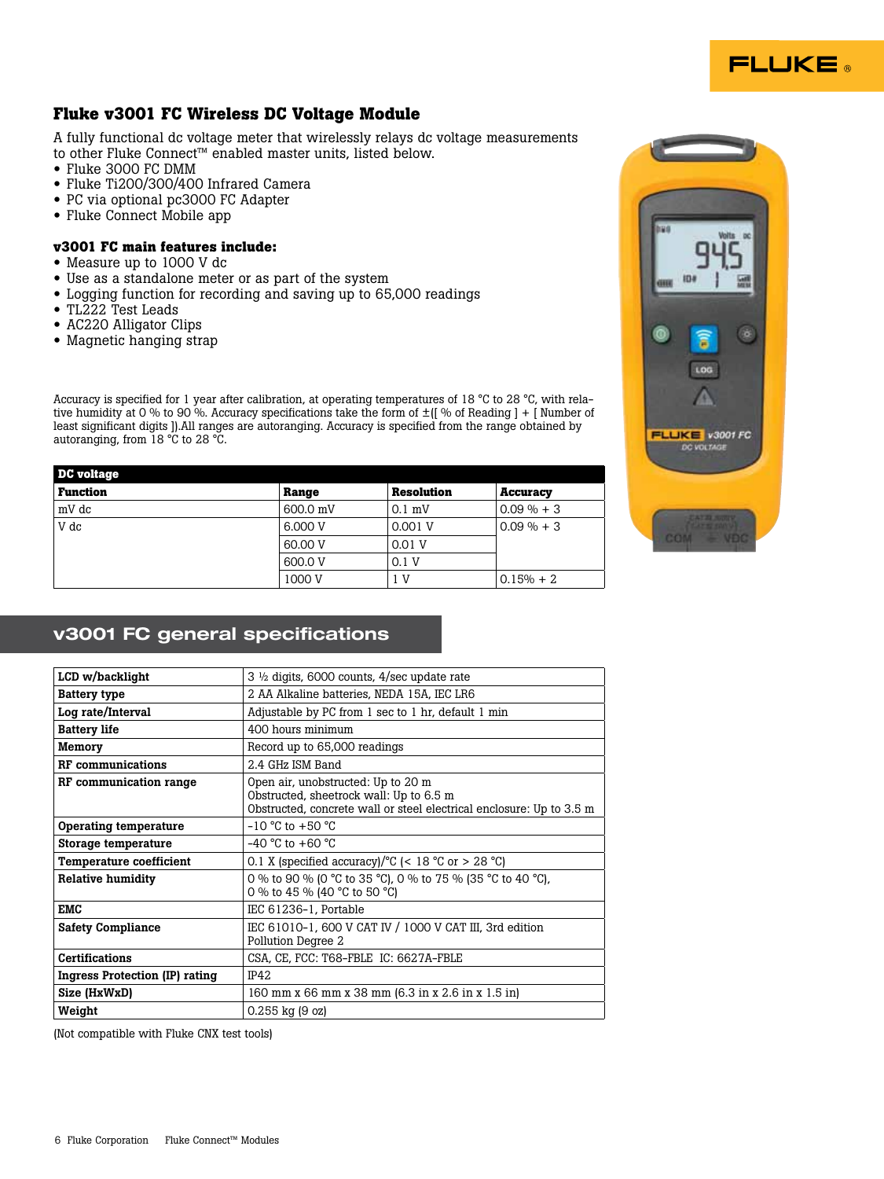## Fluke v3001 FC Wireless DC Voltage Module

A fully functional dc voltage meter that wirelessly relays dc voltage measurements to other Fluke Connect™ enabled master units, listed below.

- Fluke 3000 FC DMM
- Fluke Ti200/300/400 Infrared Camera
- PC via optional pc3000 FC Adapter
- Fluke Connect Mobile app

### v3001 FC main features include:

- Measure up to 1000 V dc
- Use as a standalone meter or as part of the system
- Logging function for recording and saving up to 65,000 readings
- TL222 Test Leads
- AC220 Alligator Clips
- Magnetic hanging strap

Accuracy is specified for 1 year after calibration, at operating temperatures of 18 °C to 28 °C, with relative humidity at 0 % to 90 %. Accuracy specifications take the form of ±([ % of Reading ] + [ Number of least significant digits ]).All ranges are autoranging. Accuracy is specified from the range obtained by autoranging, from 18 °C to 28 °C.

| DC voltage | | | |
|---|---|---|---|
| **Function** | **Range** | **Resolution** | **Accuracy** |
| mV dc | 600.0 mV | 0.1 mV | 0.09 % + 3 |
| V dc | 6.000 V | 0.001 V | 0.09 % + 3 |
| | 60.00 V | 0.01 V | |
| | 600.0 V | 0.1 V | |
| | 1000 V | 1 V | 0.15% + 2 |

## v3001 FC general specifications

| | |
|---|---|
| **LCD w/backlight** | 3 ½ digits, 6000 counts, 4/sec update rate |
| **Battery type** | 2 AA Alkaline batteries, NEDA 15A, IEC LR6 |
| **Log rate/Interval** | Adjustable by PC from 1 sec to 1 hr, default 1 min |
| **Battery life** | 400 hours minimum |
| **Memory** | Record up to 65,000 readings |
| **RF communications** | 2.4 GHz ISM Band |
| **RF communication range** | Open air, unobstructed: Up to 20 m<br>Obstructed, sheetrock wall: Up to 6.5 m<br>Obstructed, concrete wall or steel electrical enclosure: Up to 3.5 m |
| **Operating temperature** | -10 °C to +50 °C |
| **Storage temperature** | -40 °C to +60 °C |
| **Temperature coefficient** | 0.1 X (specified accuracy)/°C (< 18 °C or > 28 °C) |
| **Relative humidity** | 0 % to 90 % (0 °C to 35 °C), 0 % to 75 % (35 °C to 40 °C),<br>0 % to 45 % (40 °C to 50 °C) |
| **EMC** | IEC 61236-1, Portable |
| **Safety Compliance** | IEC 61010-1, 600 V CAT IV / 1000 V CAT III, 3rd edition<br>Pollution Degree 2 |
| **Certifications** | CSA, CE, FCC: T68-FBLE IC: 6627A-FBLE |
| **Ingress Protection (IP) rating** | IP42 |
| **Size (HxWxD)** | 160 mm x 66 mm x 38 mm (6.3 in x 2.6 in x 1.5 in) |
| **Weight** | 0.255 kg (9 oz) |

(Not compatible with Fluke CNX test tools)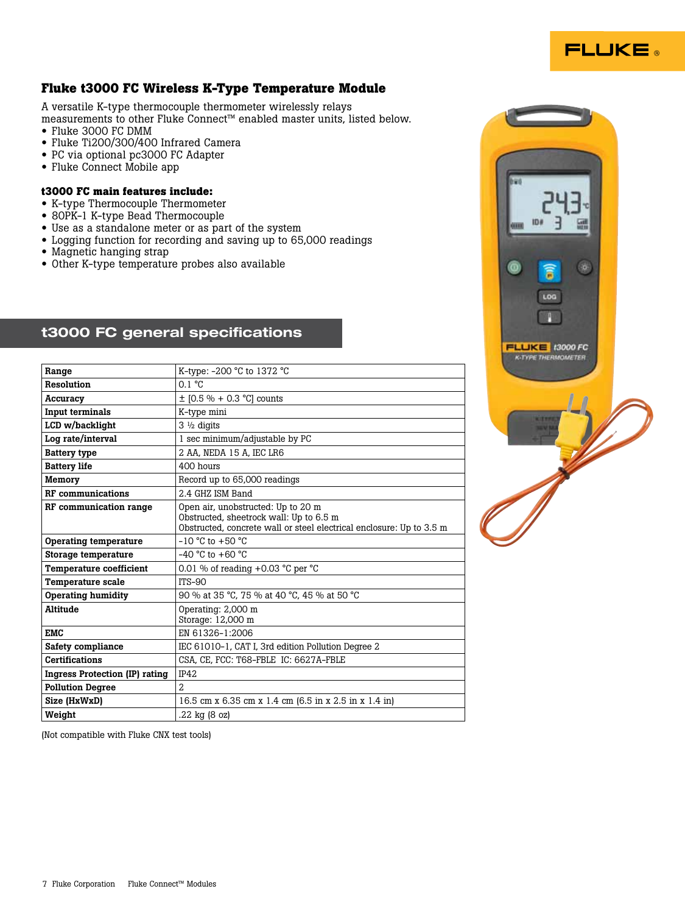## Fluke t3000 FC Wireless K-Type Temperature Module

A versatile K-type thermocouple thermometer wirelessly relays measurements to other Fluke Connect™ enabled master units, listed below.

- Fluke 3000 FC DMM
- Fluke Ti200/300/400 Infrared Camera
- PC via optional pc3000 FC Adapter
- Fluke Connect Mobile app

**t3000 FC main features include:**

- K-type Thermocouple Thermometer
- 80PK-1 K-type Bead Thermocouple
- Use as a standalone meter or as part of the system
- Logging function for recording and saving up to 65,000 readings
- Magnetic hanging strap
- Other K-type temperature probes also available

## t3000 FC general specifications

| | |
|---|---|
| **Range** | K-type: -200 °C to 1372 °C |
| **Resolution** | 0.1 °C |
| **Accuracy** | ± [0.5 % + 0.3 °C] counts |
| **Input terminals** | K-type mini |
| **LCD w/backlight** | 3 ½ digits |
| **Log rate/interval** | 1 sec minimum/adjustable by PC |
| **Battery type** | 2 AA, NEDA 15 A, IEC LR6 |
| **Battery life** | 400 hours |
| **Memory** | Record up to 65,000 readings |
| **RF communications** | 2.4 GHZ ISM Band |
| **RF communication range** | Open air, unobstructed: Up to 20 m<br>Obstructed, sheetrock wall: Up to 6.5 m<br>Obstructed, concrete wall or steel electrical enclosure: Up to 3.5 m |
| **Operating temperature** | -10 °C to +50 °C |
| **Storage temperature** | -40 °C to +60 °C |
| **Temperature coefficient** | 0.01 % of reading +0.03 °C per °C |
| **Temperature scale** | ITS-90 |
| **Operating humidity** | 90 % at 35 °C, 75 % at 40 °C, 45 % at 50 °C |
| **Altitude** | Operating: 2,000 m<br>Storage: 12,000 m |
| **EMC** | EN 61326-1:2006 |
| **Safety compliance** | IEC 61010-1, CAT I, 3rd edition Pollution Degree 2 |
| **Certifications** | CSA, CE, FCC: T68-FBLE IC: 6627A-FBLE |
| **Ingress Protection (IP) rating** | IP42 |
| **Pollution Degree** | 2 |
| **Size (HxWxD)** | 16.5 cm x 6.35 cm x 1.4 cm (6.5 in x 2.5 in x 1.4 in) |
| **Weight** | .22 kg (8 oz) |

(Not compatible with Fluke CNX test tools)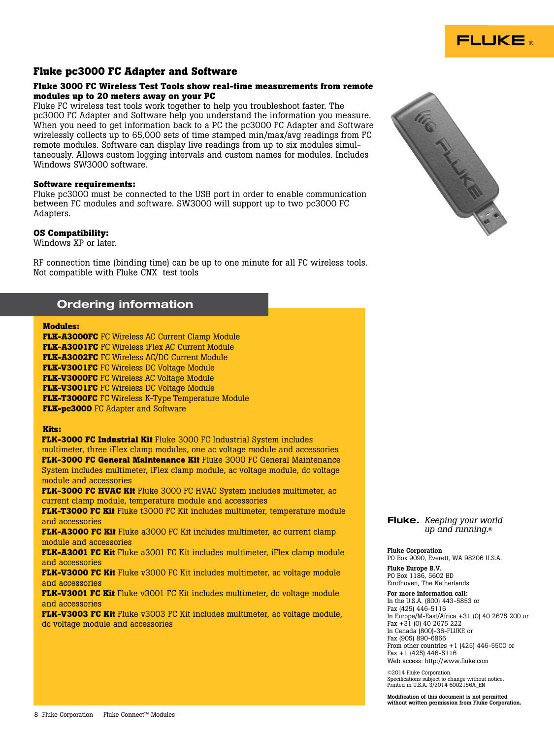## Fluke pc3000 FC Adapter and Software

**Fluke 3000 FC Wireless Test Tools show real-time measurements from remote modules up to 20 meters away on your PC**

Fluke FC wireless test tools work together to help you troubleshoot faster. The pc3000 FC Adapter and Software help you understand the information you measure. When you need to get information back to a PC the pc3000 FC Adapter and Software wirelessly collects up to 65,000 sets of time stamped min/max/avg readings from FC remote modules. Software can display live readings from up to six modules simultaneously. Allows custom logging intervals and custom names for modules. Includes Windows SW3000 software.

**Software requirements:**

Fluke pc3000 must be connected to the USB port in order to enable communication between FC modules and software. SW3000 will support up to two pc3000 FC Adapters.

**OS Compatibility:**

Windows XP or later.

RF connection time (binding time) can be up to one minute for all FC wireless tools. Not compatible with Fluke CNX test tools

## Ordering information

**Modules:**

**FLK-A3000FC** FC Wireless AC Current Clamp Module
**FLK-A3001FC** FC Wireless iFlex AC Current Module
**FLK-A3002FC** FC Wireless AC/DC Current Module
**FLK-V3001FC** FC Wireless DC Voltage Module
**FLK-V3000FC** FC Wireless AC Voltage Module
**FLK-V3001FC** FC Wireless DC Voltage Module
**FLK-T3000FC** FC Wireless K-Type Temperature Module
**FLK-pc3000** FC Adapter and Software

**Kits:**

**FLK-3000 FC Industrial Kit** Fluke 3000 FC Industrial System includes multimeter, three iFlex clamp modules, one ac voltage module and accessories
**FLK-3000 FC General Maintenance Kit** Fluke 3000 FC General Maintenance System includes multimeter, iFlex clamp module, ac voltage module, dc voltage module and accessories
**FLK-3000 FC HVAC Kit** Fluke 3000 FC HVAC System includes multimeter, ac current clamp module, temperature module and accessories
**FLK-T3000 FC Kit** Fluke t3000 FC Kit includes multimeter, temperature module and accessories
**FLK-A3000 FC Kit** Fluke a3000 FC Kit includes multimeter, ac current clamp module and accessories
**FLK-A3001 FC Kit** Fluke a3001 FC Kit includes multimeter, iFlex clamp module and accessories
**FLK-V3000 FC Kit** Fluke v3000 FC Kit includes multimeter, ac voltage module and accessories
**FLK-V3001 FC Kit** Fluke v3001 FC Kit includes multimeter, dc voltage module and accessories
**FLK-V3003 FC Kit** Fluke v3003 FC Kit includes multimeter, ac voltage module, dc voltage module and accessories

**Fluke.** *Keeping your world up and running.®*

**Fluke Corporation**
PO Box 9090, Everett, WA 98206 U.S.A.

**Fluke Europe B.V.**
PO Box 1186, 5602 BD
Eindhoven, The Netherlands

**For more information call:**
In the U.S.A. (800) 443-5853 or
Fax (425) 446-5116
In Europe/M-East/Africa +31 (0) 40 2675 200 or
Fax +31 (0) 40 2675 222
In Canada (800)-36-FLUKE or
Fax (905) 890-6866
From other countries +1 (425) 446-5500 or
Fax +1 (425) 446-5116
Web access: http://www.fluke.com

©2014 Fluke Corporation.
Specifications subject to change without notice.
Printed in U.S.A. 3/2014 6002156A_EN

**Modification of this document is not permitted without written permission from Fluke Corporation.**